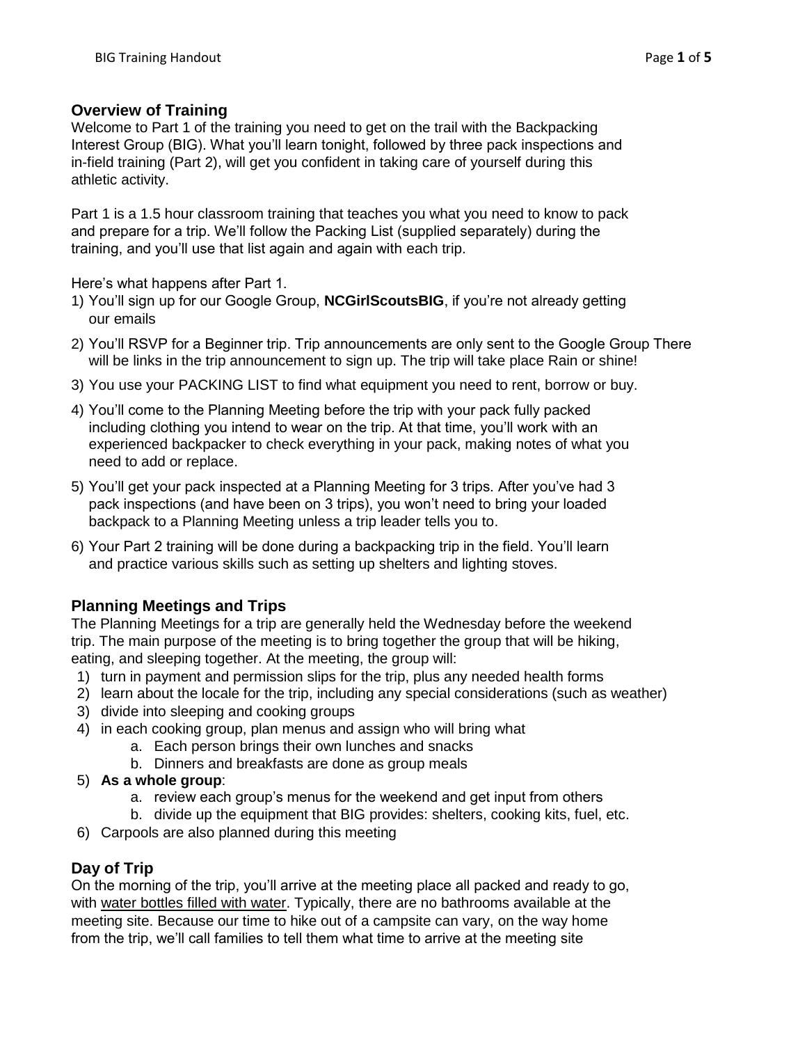## Overview of Training

Welcome to Part 1 of the training you need to get on the trail with the Backpacking Interest Group (BIG). What you'll learn tonight, followed by three pack inspections and in-field training (Part 2), will get you confident in taking care of yourself during this athletic activity.

Part 1 is a 1.5 hour classroom training that teaches you what you need to know to pack and prepare for a trip. We'll follow the Packing List (supplied separately) during the training, and you'll use that list again and again with each trip.

Here's what happens after Part 1.

1) You'll sign up for our Google Group, **NCGirlScoutsBIG**, if you're not already getting our emails
2) You'll RSVP for a Beginner trip. Trip announcements are only sent to the Google Group There will be links in the trip announcement to sign up. The trip will take place Rain or shine!
3) You use your PACKING LIST to find what equipment you need to rent, borrow or buy.
4) You'll come to the Planning Meeting before the trip with your pack fully packed including clothing you intend to wear on the trip. At that time, you'll work with an experienced backpacker to check everything in your pack, making notes of what you need to add or replace.
5) You'll get your pack inspected at a Planning Meeting for 3 trips. After you've had 3 pack inspections (and have been on 3 trips), you won't need to bring your loaded backpack to a Planning Meeting unless a trip leader tells you to.
6) Your Part 2 training will be done during a backpacking trip in the field. You'll learn and practice various skills such as setting up shelters and lighting stoves.

## Planning Meetings and Trips

The Planning Meetings for a trip are generally held the Wednesday before the weekend trip. The main purpose of the meeting is to bring together the group that will be hiking, eating, and sleeping together. At the meeting, the group will:

1) turn in payment and permission slips for the trip, plus any needed health forms
2) learn about the locale for the trip, including any special considerations (such as weather)
3) divide into sleeping and cooking groups
4) in each cooking group, plan menus and assign who will bring what
    a. Each person brings their own lunches and snacks
    b. Dinners and breakfasts are done as group meals
5) **As a whole group**:
    a. review each group's menus for the weekend and get input from others
    b. divide up the equipment that BIG provides: shelters, cooking kits, fuel, etc.
6) Carpools are also planned during this meeting

## Day of Trip

On the morning of the trip, you'll arrive at the meeting place all packed and ready to go, with <u>water bottles filled with water</u>. Typically, there are no bathrooms available at the meeting site. Because our time to hike out of a campsite can vary, on the way home from the trip, we'll call families to tell them what time to arrive at the meeting site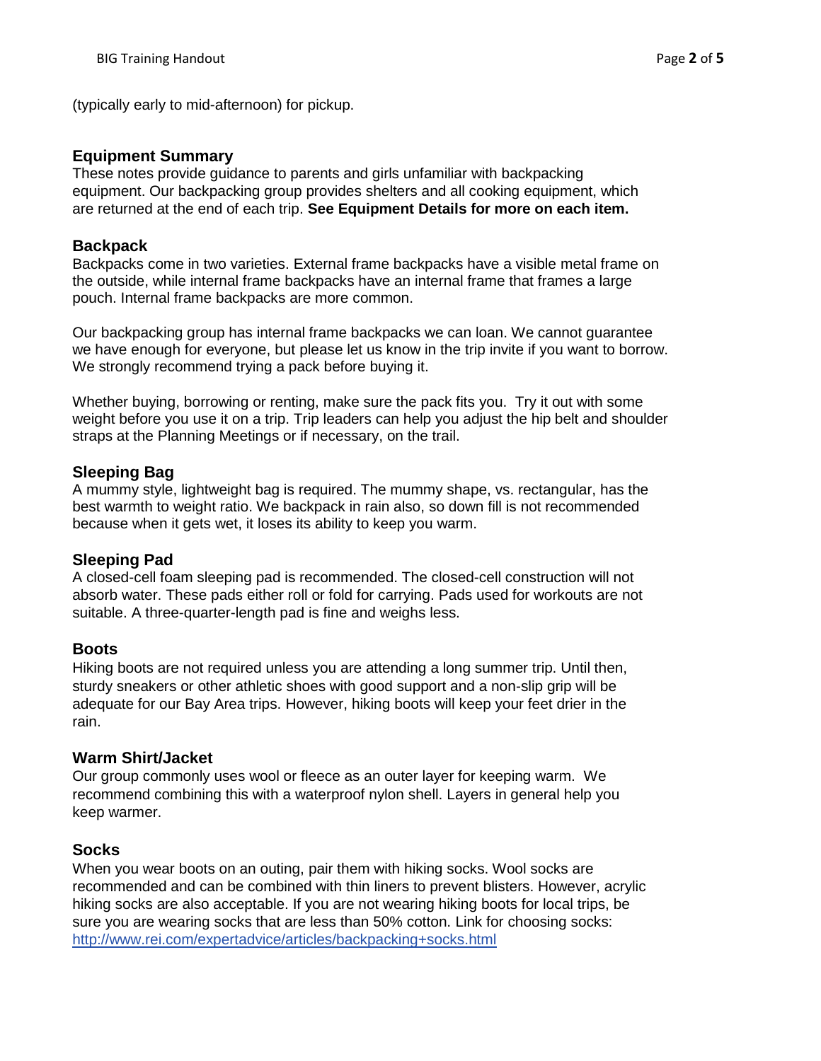(typically early to mid-afternoon) for pickup.

## Equipment Summary

These notes provide guidance to parents and girls unfamiliar with backpacking equipment. Our backpacking group provides shelters and all cooking equipment, which are returned at the end of each trip. **See Equipment Details for more on each item.**

## Backpack

Backpacks come in two varieties. External frame backpacks have a visible metal frame on the outside, while internal frame backpacks have an internal frame that frames a large pouch. Internal frame backpacks are more common.

Our backpacking group has internal frame backpacks we can loan. We cannot guarantee we have enough for everyone, but please let us know in the trip invite if you want to borrow. We strongly recommend trying a pack before buying it.

Whether buying, borrowing or renting, make sure the pack fits you. Try it out with some weight before you use it on a trip. Trip leaders can help you adjust the hip belt and shoulder straps at the Planning Meetings or if necessary, on the trail.

## Sleeping Bag

A mummy style, lightweight bag is required. The mummy shape, vs. rectangular, has the best warmth to weight ratio. We backpack in rain also, so down fill is not recommended because when it gets wet, it loses its ability to keep you warm.

## Sleeping Pad

A closed-cell foam sleeping pad is recommended. The closed-cell construction will not absorb water. These pads either roll or fold for carrying. Pads used for workouts are not suitable. A three-quarter-length pad is fine and weighs less.

## Boots

Hiking boots are not required unless you are attending a long summer trip. Until then, sturdy sneakers or other athletic shoes with good support and a non-slip grip will be adequate for our Bay Area trips. However, hiking boots will keep your feet drier in the rain.

## Warm Shirt/Jacket

Our group commonly uses wool or fleece as an outer layer for keeping warm. We recommend combining this with a waterproof nylon shell. Layers in general help you keep warmer.

## Socks

When you wear boots on an outing, pair them with hiking socks. Wool socks are recommended and can be combined with thin liners to prevent blisters. However, acrylic hiking socks are also acceptable. If you are not wearing hiking boots for local trips, be sure you are wearing socks that are less than 50% cotton. Link for choosing socks: [http://www.rei.com/expertadvice/articles/backpacking+socks.html](http://www.rei.com/expertadvice/articles/backpacking+socks.html)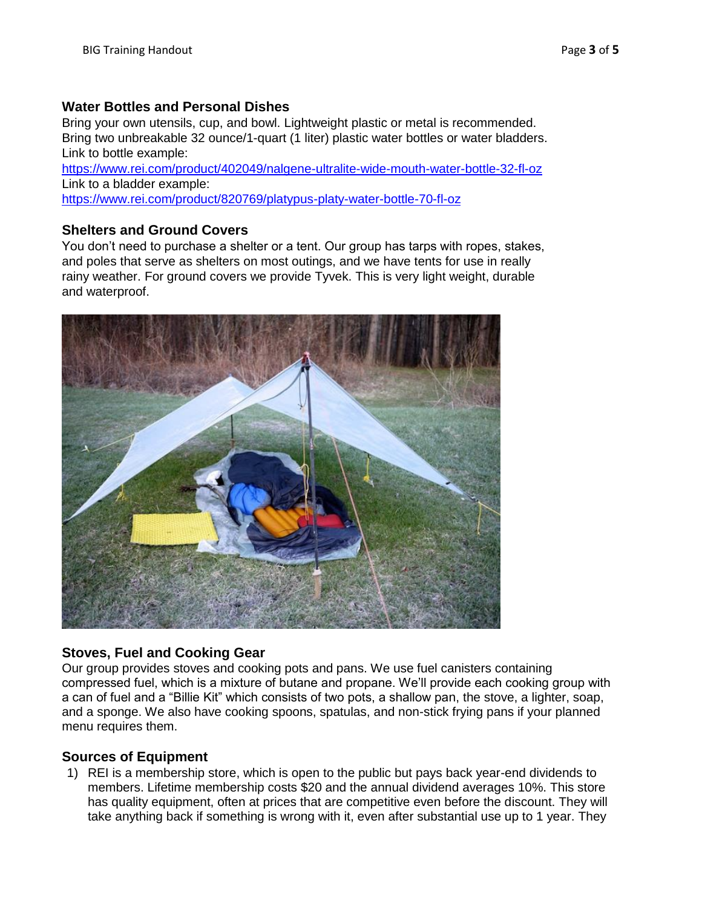## Water Bottles and Personal Dishes

Bring your own utensils, cup, and bowl. Lightweight plastic or metal is recommended. Bring two unbreakable 32 ounce/1-quart (1 liter) plastic water bottles or water bladders.
Link to bottle example:
https://www.rei.com/product/402049/nalgene-ultralite-wide-mouth-water-bottle-32-fl-oz
Link to a bladder example:
https://www.rei.com/product/820769/platypus-platy-water-bottle-70-fl-oz

## Shelters and Ground Covers

You don't need to purchase a shelter or a tent. Our group has tarps with ropes, stakes, and poles that serve as shelters on most outings, and we have tents for use in really rainy weather. For ground covers we provide Tyvek. This is very light weight, durable and waterproof.

## Stoves, Fuel and Cooking Gear

Our group provides stoves and cooking pots and pans. We use fuel canisters containing compressed fuel, which is a mixture of butane and propane. We'll provide each cooking group with a can of fuel and a "Billie Kit" which consists of two pots, a shallow pan, the stove, a lighter, soap, and a sponge. We also have cooking spoons, spatulas, and non-stick frying pans if your planned menu requires them.

## Sources of Equipment

1) REI is a membership store, which is open to the public but pays back year-end dividends to members. Lifetime membership costs $20 and the annual dividend averages 10%. This store has quality equipment, often at prices that are competitive even before the discount. They will take anything back if something is wrong with it, even after substantial use up to 1 year. They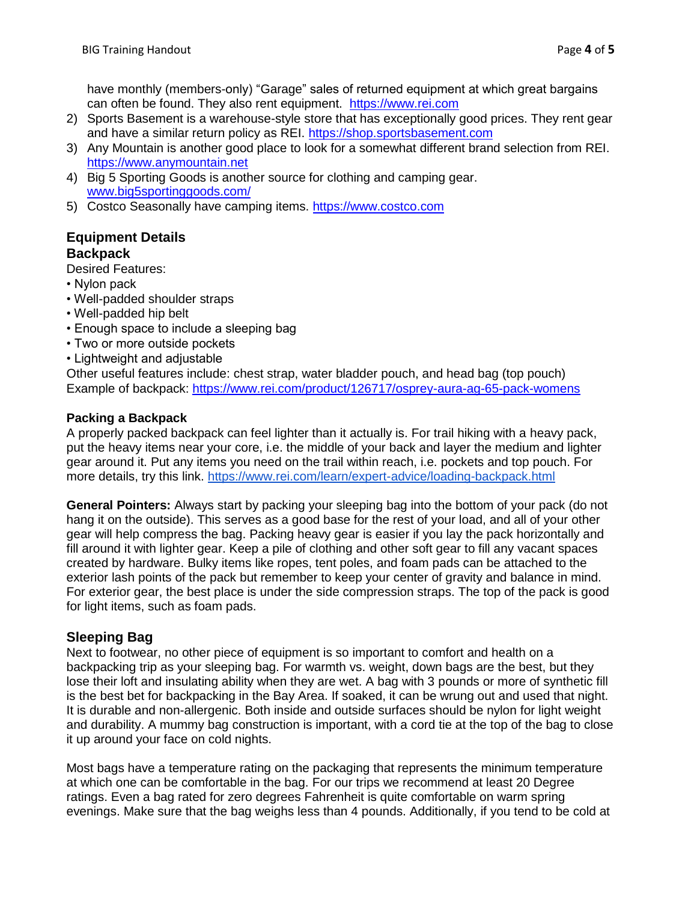have monthly (members-only) "Garage" sales of returned equipment at which great bargains can often be found. They also rent equipment. https://www.rei.com

2) Sports Basement is a warehouse-style store that has exceptionally good prices. They rent gear and have a similar return policy as REI. https://shop.sportsbasement.com
3) Any Mountain is another good place to look for a somewhat different brand selection from REI. https://www.anymountain.net
4) Big 5 Sporting Goods is another source for clothing and camping gear. www.big5sportinggoods.com/
5) Costco Seasonally have camping items. https://www.costco.com

## Equipment Details

### Backpack

Desired Features:

- Nylon pack
- Well-padded shoulder straps
- Well-padded hip belt
- Enough space to include a sleeping bag
- Two or more outside pockets
- Lightweight and adjustable

Other useful features include: chest strap, water bladder pouch, and head bag (top pouch)
Example of backpack: https://www.rei.com/product/126717/osprey-aura-ag-65-pack-womens

#### Packing a Backpack

A properly packed backpack can feel lighter than it actually is. For trail hiking with a heavy pack, put the heavy items near your core, i.e. the middle of your back and layer the medium and lighter gear around it. Put any items you need on the trail within reach, i.e. pockets and top pouch. For more details, try this link. https://www.rei.com/learn/expert-advice/loading-backpack.html

**General Pointers:** Always start by packing your sleeping bag into the bottom of your pack (do not hang it on the outside). This serves as a good base for the rest of your load, and all of your other gear will help compress the bag. Packing heavy gear is easier if you lay the pack horizontally and fill around it with lighter gear. Keep a pile of clothing and other soft gear to fill any vacant spaces created by hardware. Bulky items like ropes, tent poles, and foam pads can be attached to the exterior lash points of the pack but remember to keep your center of gravity and balance in mind. For exterior gear, the best place is under the side compression straps. The top of the pack is good for light items, such as foam pads.

### Sleeping Bag

Next to footwear, no other piece of equipment is so important to comfort and health on a backpacking trip as your sleeping bag. For warmth vs. weight, down bags are the best, but they lose their loft and insulating ability when they are wet. A bag with 3 pounds or more of synthetic fill is the best bet for backpacking in the Bay Area. If soaked, it can be wrung out and used that night. It is durable and non-allergenic. Both inside and outside surfaces should be nylon for light weight and durability. A mummy bag construction is important, with a cord tie at the top of the bag to close it up around your face on cold nights.

Most bags have a temperature rating on the packaging that represents the minimum temperature at which one can be comfortable in the bag. For our trips we recommend at least 20 Degree ratings. Even a bag rated for zero degrees Fahrenheit is quite comfortable on warm spring evenings. Make sure that the bag weighs less than 4 pounds. Additionally, if you tend to be cold at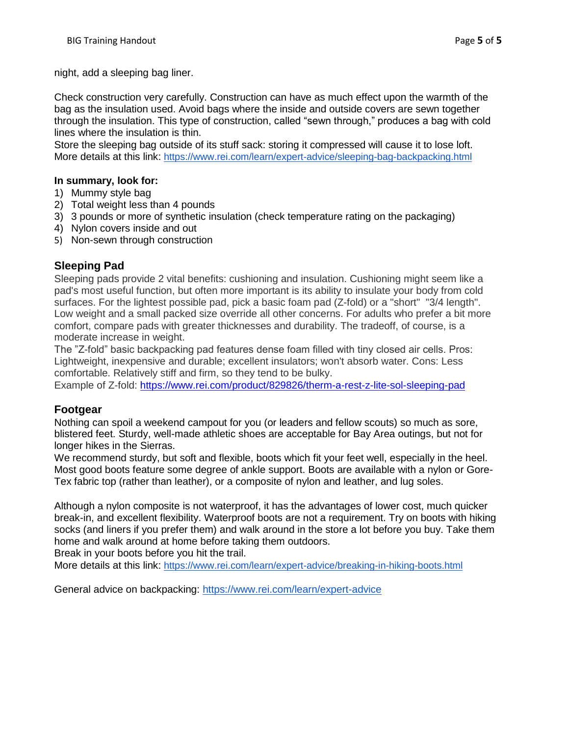night, add a sleeping bag liner.

Check construction very carefully. Construction can have as much effect upon the warmth of the bag as the insulation used. Avoid bags where the inside and outside covers are sewn together through the insulation. This type of construction, called "sewn through," produces a bag with cold lines where the insulation is thin.
Store the sleeping bag outside of its stuff sack: storing it compressed will cause it to lose loft.
More details at this link: https://www.rei.com/learn/expert-advice/sleeping-bag-backpacking.html

**In summary, look for:**

1) Mummy style bag
2) Total weight less than 4 pounds
3) 3 pounds or more of synthetic insulation (check temperature rating on the packaging)
4) Nylon covers inside and out
5) Non-sewn through construction

## Sleeping Pad

Sleeping pads provide 2 vital benefits: cushioning and insulation. Cushioning might seem like a pad's most useful function, but often more important is its ability to insulate your body from cold surfaces. For the lightest possible pad, pick a basic foam pad (Z-fold) or a "short" "3/4 length". Low weight and a small packed size override all other concerns. For adults who prefer a bit more comfort, compare pads with greater thicknesses and durability. The tradeoff, of course, is a moderate increase in weight.
The "Z-fold" basic backpacking pad features dense foam filled with tiny closed air cells. Pros: Lightweight, inexpensive and durable; excellent insulators; won't absorb water. Cons: Less comfortable. Relatively stiff and firm, so they tend to be bulky.
Example of Z-fold: https://www.rei.com/product/829826/therm-a-rest-z-lite-sol-sleeping-pad

## Footgear

Nothing can spoil a weekend campout for you (or leaders and fellow scouts) so much as sore, blistered feet. Sturdy, well-made athletic shoes are acceptable for Bay Area outings, but not for longer hikes in the Sierras.
We recommend sturdy, but soft and flexible, boots which fit your feet well, especially in the heel. Most good boots feature some degree of ankle support. Boots are available with a nylon or Gore-Tex fabric top (rather than leather), or a composite of nylon and leather, and lug soles.

Although a nylon composite is not waterproof, it has the advantages of lower cost, much quicker break-in, and excellent flexibility. Waterproof boots are not a requirement. Try on boots with hiking socks (and liners if you prefer them) and walk around in the store a lot before you buy. Take them home and walk around at home before taking them outdoors.
Break in your boots before you hit the trail.
More details at this link: https://www.rei.com/learn/expert-advice/breaking-in-hiking-boots.html

General advice on backpacking: https://www.rei.com/learn/expert-advice